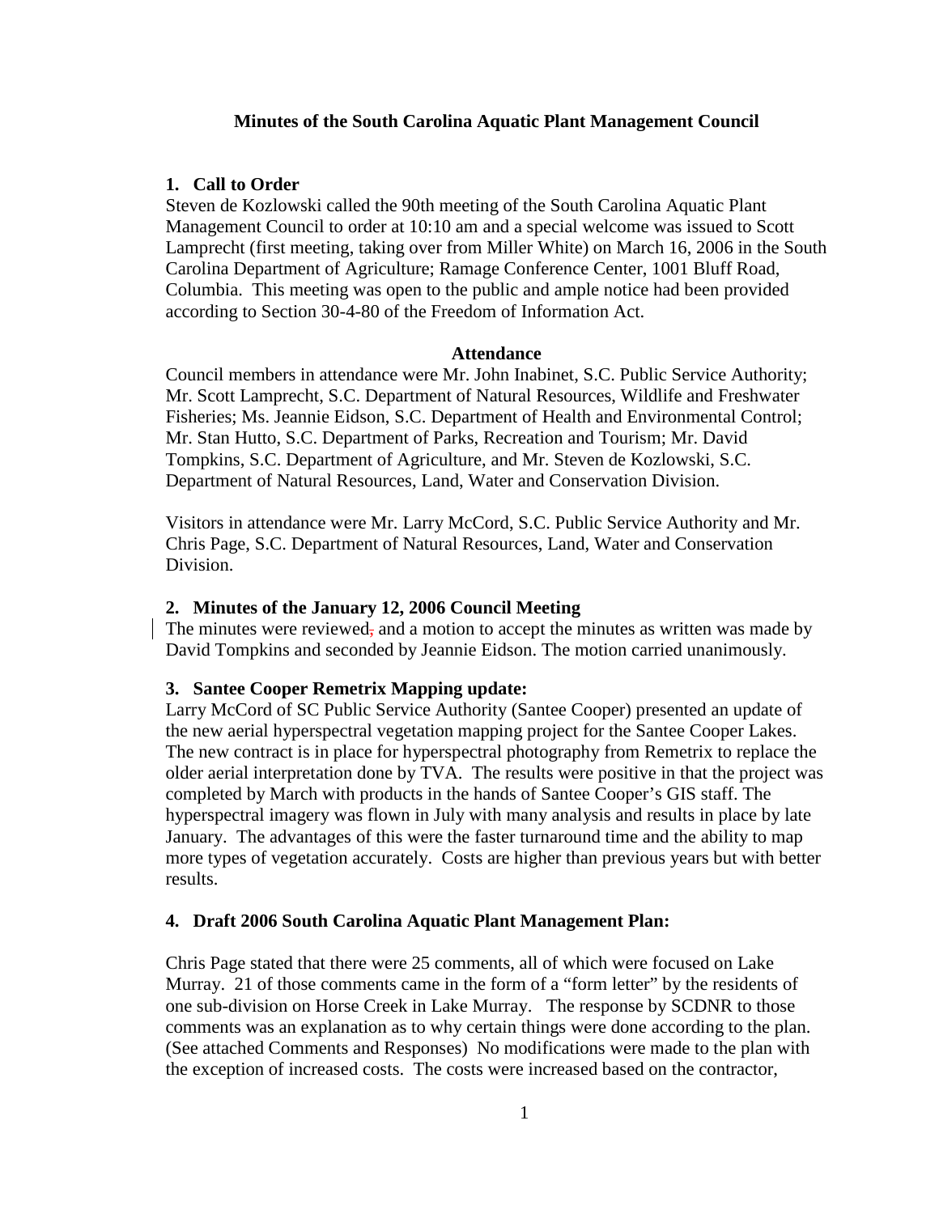# Minutes of the South Carolina Aquatic Plant Management Council

## 1. Call to Order

Steven de Kozlowski called the 90th meeting of the South Carolina Aquatic Plant Management Council to order at 10:10 am and a special welcome was issued to Scott Lamprecht (first meeting, taking over from Miller White) on March 16, 2006 in the South Carolina Department of Agriculture; Ramage Conference Center, 1001 Bluff Road, Columbia. This meeting was open to the public and ample notice had been provided according to Section 30-4-80 of the Freedom of Information Act.

### Attendance

Council members in attendance were Mr. John Inabinet, S.C. Public Service Authority; Mr. Scott Lamprecht, S.C. Department of Natural Resources, Wildlife and Freshwater Fisheries; Ms. Jeannie Eidson, S.C. Department of Health and Environmental Control; Mr. Stan Hutto, S.C. Department of Parks, Recreation and Tourism; Mr. David Tompkins, S.C. Department of Agriculture, and Mr. Steven de Kozlowski, S.C. Department of Natural Resources, Land, Water and Conservation Division.

Visitors in attendance were Mr. Larry McCord, S.C. Public Service Authority and Mr. Chris Page, S.C. Department of Natural Resources, Land, Water and Conservation Division.

## 2. Minutes of the January 12, 2006 Council Meeting

The minutes were reviewed, and a motion to accept the minutes as written was made by David Tompkins and seconded by Jeannie Eidson. The motion carried unanimously.

## 3. Santee Cooper Remetrix Mapping update:

Larry McCord of SC Public Service Authority (Santee Cooper) presented an update of the new aerial hyperspectral vegetation mapping project for the Santee Cooper Lakes. The new contract is in place for hyperspectral photography from Remetrix to replace the older aerial interpretation done by TVA. The results were positive in that the project was completed by March with products in the hands of Santee Cooper's GIS staff. The hyperspectral imagery was flown in July with many analysis and results in place by late January. The advantages of this were the faster turnaround time and the ability to map more types of vegetation accurately. Costs are higher than previous years but with better results.

## 4. Draft 2006 South Carolina Aquatic Plant Management Plan:

Chris Page stated that there were 25 comments, all of which were focused on Lake Murray. 21 of those comments came in the form of a "form letter" by the residents of one sub-division on Horse Creek in Lake Murray. The response by SCDNR to those comments was an explanation as to why certain things were done according to the plan. (See attached Comments and Responses) No modifications were made to the plan with the exception of increased costs. The costs were increased based on the contractor,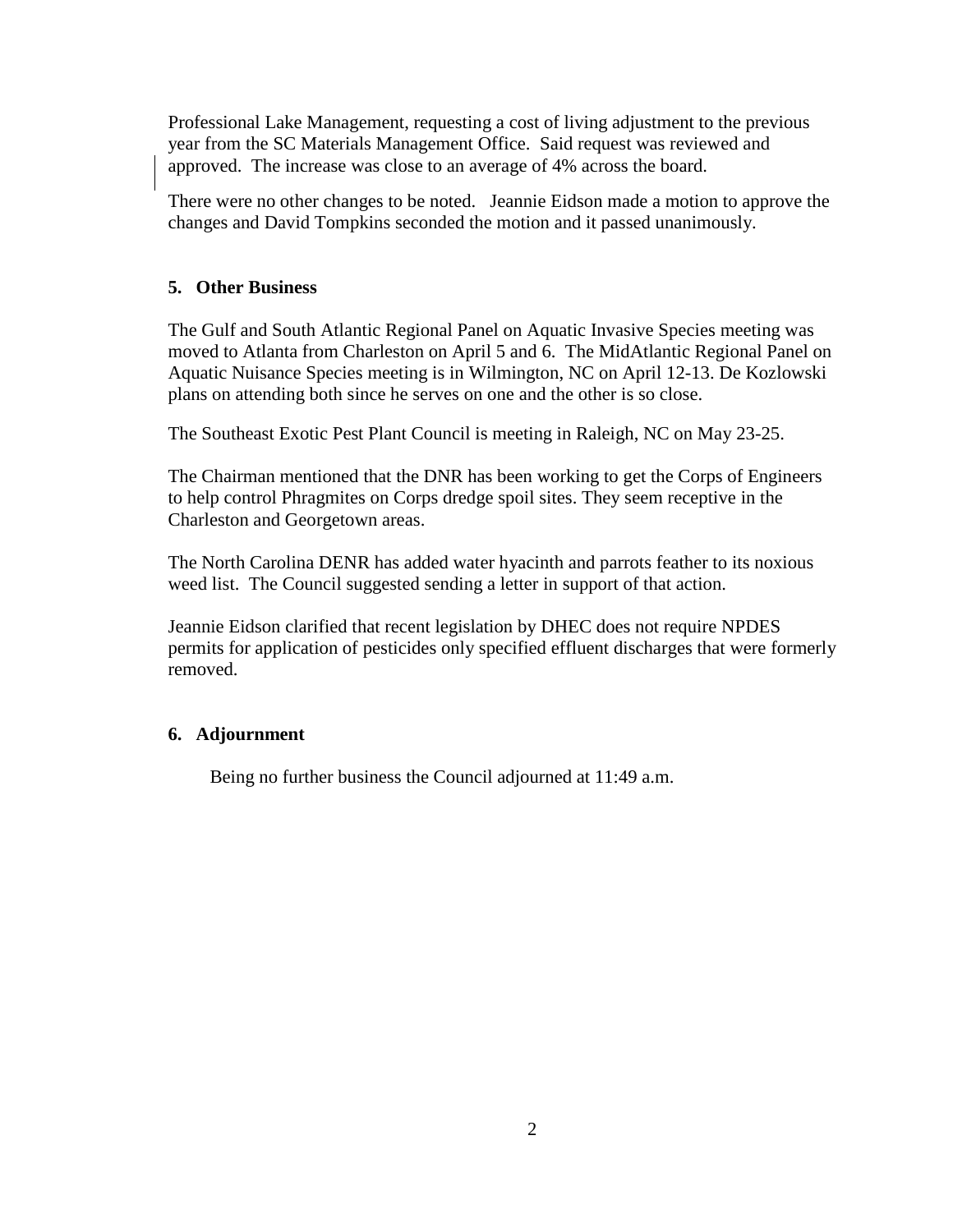Professional Lake Management, requesting a cost of living adjustment to the previous year from the SC Materials Management Office. Said request was reviewed and approved. The increase was close to an average of 4% across the board.

There were no other changes to be noted. Jeannie Eidson made a motion to approve the changes and David Tompkins seconded the motion and it passed unanimously.

## 5. Other Business

The Gulf and South Atlantic Regional Panel on Aquatic Invasive Species meeting was moved to Atlanta from Charleston on April 5 and 6. The MidAtlantic Regional Panel on Aquatic Nuisance Species meeting is in Wilmington, NC on April 12-13. De Kozlowski plans on attending both since he serves on one and the other is so close.

The Southeast Exotic Pest Plant Council is meeting in Raleigh, NC on May 23-25.

The Chairman mentioned that the DNR has been working to get the Corps of Engineers to help control Phragmites on Corps dredge spoil sites. They seem receptive in the Charleston and Georgetown areas.

The North Carolina DENR has added water hyacinth and parrots feather to its noxious weed list. The Council suggested sending a letter in support of that action.

Jeannie Eidson clarified that recent legislation by DHEC does not require NPDES permits for application of pesticides only specified effluent discharges that were formerly removed.

## 6. Adjournment

Being no further business the Council adjourned at 11:49 a.m.